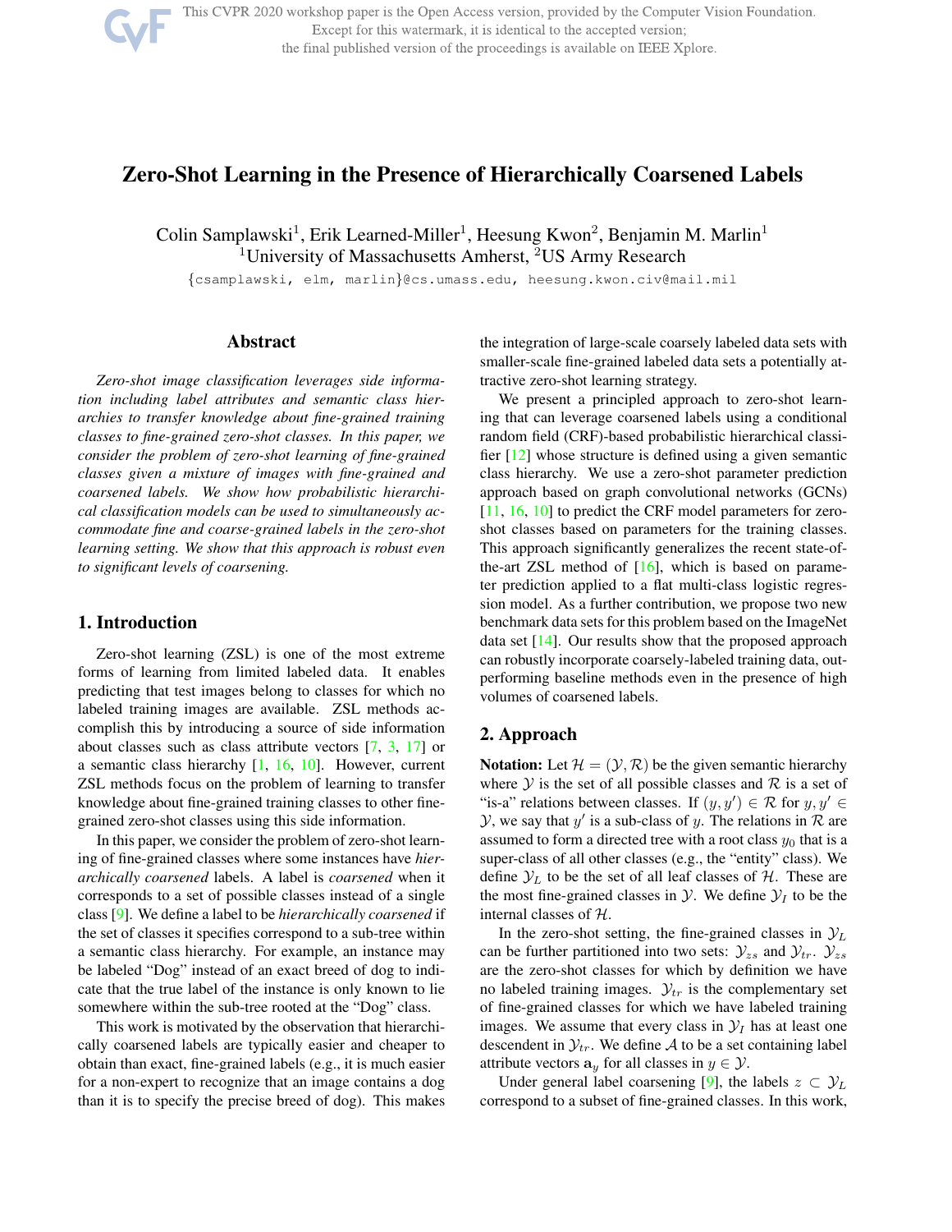# Zero-Shot Learning in the Presence of Hierarchically Coarsened Labels

Colin Samplawski[1], Erik Learned-Miller[1], Heesung Kwon[2], Benjamin M. Marlin[1]
[1]University of Massachusetts Amherst, [2]US Army Research

{csamplawski, elm, marlin}@cs.umass.edu, heesung.kwon.civ@mail.mil

## Abstract

*Zero-shot image classification leverages side information including label attributes and semantic class hierarchies to transfer knowledge about fine-grained training classes to fine-grained zero-shot classes. In this paper, we consider the problem of zero-shot learning of fine-grained classes given a mixture of images with fine-grained and coarsened labels. We show how probabilistic hierarchical classification models can be used to simultaneously accommodate fine and coarse-grained labels in the zero-shot learning setting. We show that this approach is robust even to significant levels of coarsening.*

## 1. Introduction

Zero-shot learning (ZSL) is one of the most extreme forms of learning from limited labeled data. It enables predicting that test images belong to classes for which no labeled training images are available. ZSL methods accomplish this by introducing a source of side information about classes such as class attribute vectors [7, 3, 17] or a semantic class hierarchy [1, 16, 10]. However, current ZSL methods focus on the problem of learning to transfer knowledge about fine-grained training classes to other fine-grained zero-shot classes using this side information.

In this paper, we consider the problem of zero-shot learning of fine-grained classes where some instances have *hierarchically coarsened* labels. A label is *coarsened* when it corresponds to a set of possible classes instead of a single class [9]. We define a label to be *hierarchically coarsened* if the set of classes it specifies correspond to a sub-tree within a semantic class hierarchy. For example, an instance may be labeled "Dog" instead of an exact breed of dog to indicate that the true label of the instance is only known to lie somewhere within the sub-tree rooted at the "Dog" class.

This work is motivated by the observation that hierarchically coarsened labels are typically easier and cheaper to obtain than exact, fine-grained labels (e.g., it is much easier for a non-expert to recognize that an image contains a dog than it is to specify the precise breed of dog). This makes the integration of large-scale coarsely labeled data sets with smaller-scale fine-grained labeled data sets a potentially attractive zero-shot learning strategy.

We present a principled approach to zero-shot learning that can leverage coarsened labels using a conditional random field (CRF)-based probabilistic hierarchical classifier [12] whose structure is defined using a given semantic class hierarchy. We use a zero-shot parameter prediction approach based on graph convolutional networks (GCNs) [11, 16, 10] to predict the CRF model parameters for zero-shot classes based on parameters for the training classes. This approach significantly generalizes the recent state-of-the-art ZSL method of [16], which is based on parameter prediction applied to a flat multi-class logistic regression model. As a further contribution, we propose two new benchmark data sets for this problem based on the ImageNet data set [14]. Our results show that the proposed approach can robustly incorporate coarsely-labeled training data, outperforming baseline methods even in the presence of high volumes of coarsened labels.

## 2. Approach

**Notation:** Let $\mathcal{H} = (\mathcal{Y}, \mathcal{R})$ be the given semantic hierarchy where $\mathcal{Y}$ is the set of all possible classes and $\mathcal{R}$ is a set of "is-a" relations between classes. If $(y, y') \in \mathcal{R}$ for $y, y' \in \mathcal{Y}$, we say that $y'$ is a sub-class of $y$. The relations in $\mathcal{R}$ are assumed to form a directed tree with a root class $y_0$ that is a super-class of all other classes (e.g., the "entity" class). We define $\mathcal{Y}_L$ to be the set of all leaf classes of $\mathcal{H}$. These are the most fine-grained classes in $\mathcal{Y}$. We define $\mathcal{Y}_I$ to be the internal classes of $\mathcal{H}$.

In the zero-shot setting, the fine-grained classes in $\mathcal{Y}_L$ can be further partitioned into two sets: $\mathcal{Y}_{zs}$ and $\mathcal{Y}_{tr}$. $\mathcal{Y}_{zs}$ are the zero-shot classes for which by definition we have no labeled training images. $\mathcal{Y}_{tr}$ is the complementary set of fine-grained classes for which we have labeled training images. We assume that every class in $\mathcal{Y}_I$ has at least one descendent in $\mathcal{Y}_{tr}$. We define $\mathcal{A}$ to be a set containing label attribute vectors $\mathbf{a}_y$ for all classes in $y \in \mathcal{Y}$.

Under general label coarsening [9], the labels $z \subset \mathcal{Y}_L$ correspond to a subset of fine-grained classes. In this work,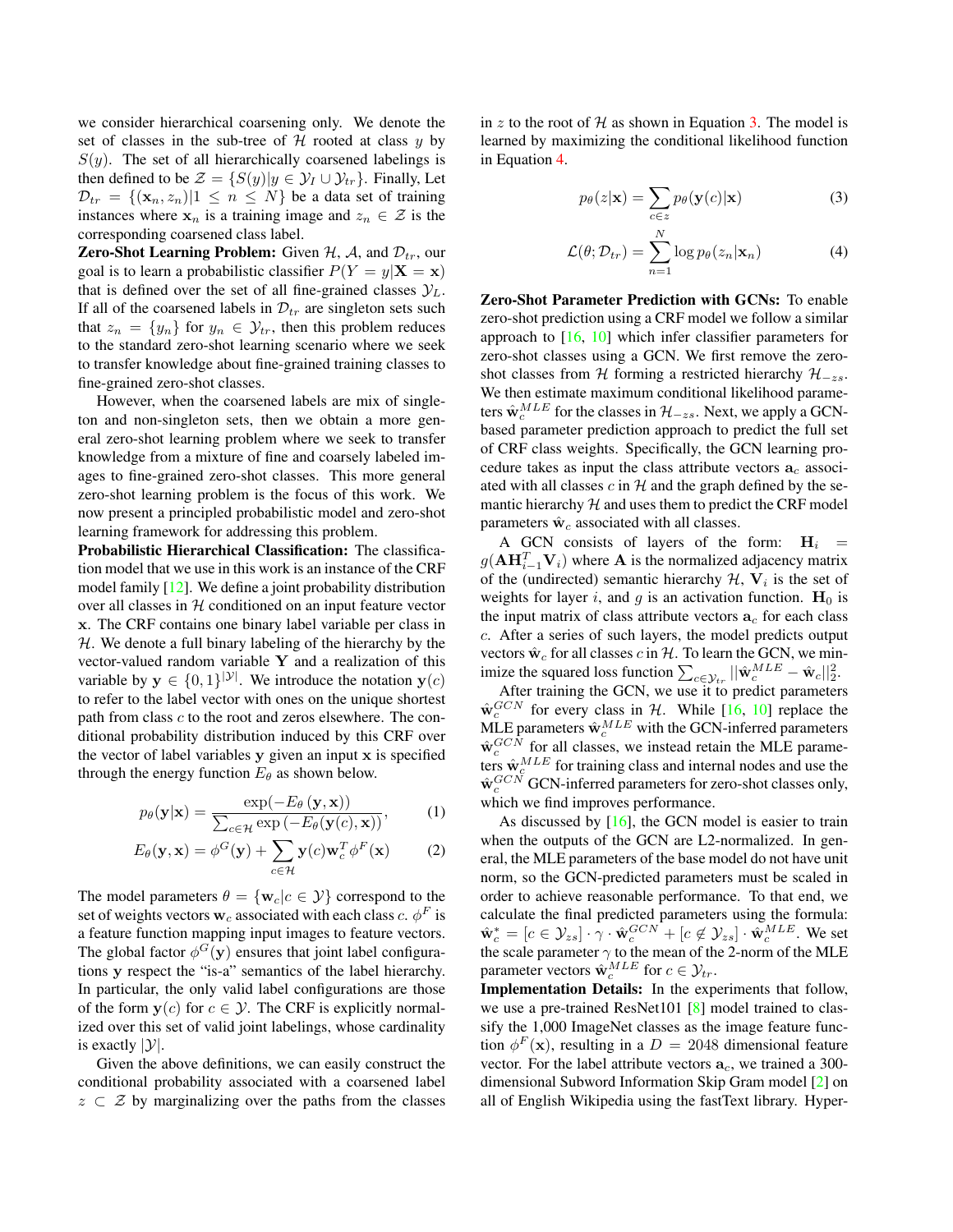we consider hierarchical coarsening only. We denote the set of classes in the sub-tree of $\mathcal{H}$ rooted at class $y$ by $S(y)$. The set of all hierarchically coarsened labelings is then defined to be $\mathcal{Z} = \{S(y) | y \in \mathcal{Y}_I \cup \mathcal{Y}_{tr}\}$. Finally, Let $\mathcal{D}_{tr} = \{(\mathbf{x}_n, z_n) | 1 \leq n \leq N\}$ be a data set of training instances where $\mathbf{x}_n$ is a training image and $z_n \in \mathcal{Z}$ is the corresponding coarsened class label.

**Zero-Shot Learning Problem:** Given $\mathcal{H}$, $\mathcal{A}$, and $\mathcal{D}_{tr}$, our goal is to learn a probabilistic classifier $P(Y = y | \mathbf{X} = \mathbf{x})$ that is defined over the set of all fine-grained classes $\mathcal{Y}_L$. If all of the coarsened labels in $\mathcal{D}_{tr}$ are singleton sets such that $z_n = \{y_n\}$ for $y_n \in \mathcal{Y}_{tr}$, then this problem reduces to the standard zero-shot learning scenario where we seek to transfer knowledge about fine-grained training classes to fine-grained zero-shot classes.

However, when the coarsened labels are mix of singleton and non-singleton sets, then we obtain a more general zero-shot learning problem where we seek to transfer knowledge from a mixture of fine and coarsely labeled images to fine-grained zero-shot classes. This more general zero-shot learning problem is the focus of this work. We now present a principled probabilistic model and zero-shot learning framework for addressing this problem.

**Probabilistic Hierarchical Classification:** The classification model that we use in this work is an instance of the CRF model family [12]. We define a joint probability distribution over all classes in $\mathcal{H}$ conditioned on an input feature vector $\mathbf{x}$. The CRF contains one binary label variable per class in $\mathcal{H}$. We denote a full binary labeling of the hierarchy by the vector-valued random variable $\mathbf{Y}$ and a realization of this variable by $\mathbf{y} \in \{0, 1\}^{|\mathcal{Y}|}$. We introduce the notation $\mathbf{y}(c)$ to refer to the label vector with ones on the unique shortest path from class $c$ to the root and zeros elsewhere. The conditional probability distribution induced by this CRF over the vector of label variables $\mathbf{y}$ given an input $\mathbf{x}$ is specified through the energy function $E_\theta$ as shown below.

$$p_\theta(\mathbf{y}|\mathbf{x}) = \frac{\exp(-E_\theta(\mathbf{y}, \mathbf{x}))}{\sum_{c \in \mathcal{H}} \exp(-E_\theta(\mathbf{y}(c), \mathbf{x}))}, \tag{1}$$

$$E_\theta(\mathbf{y}, \mathbf{x}) = \phi^G(\mathbf{y}) + \sum_{c \in \mathcal{H}} \mathbf{y}(c) \mathbf{w}_c^T \phi^F(\mathbf{x}) \tag{2}$$

The model parameters $\theta = \{\mathbf{w}_c | c \in \mathcal{Y}\}$ correspond to the set of weights vectors $\mathbf{w}_c$ associated with each class $c$. $\phi^F$ is a feature function mapping input images to feature vectors. The global factor $\phi^G(\mathbf{y})$ ensures that joint label configurations $\mathbf{y}$ respect the "is-a" semantics of the label hierarchy. In particular, the only valid label configurations are those of the form $\mathbf{y}(c)$ for $c \in \mathcal{Y}$. The CRF is explicitly normalized over this set of valid joint labelings, whose cardinality is exactly $|\mathcal{Y}|$.

Given the above definitions, we can easily construct the conditional probability associated with a coarsened label $z \subset \mathcal{Z}$ by marginalizing over the paths from the classes in $z$ to the root of $\mathcal{H}$ as shown in Equation 3. The model is learned by maximizing the conditional likelihood function in Equation 4.

$$p_\theta(z|\mathbf{x}) = \sum_{c \in z} p_\theta(\mathbf{y}(c)|\mathbf{x}) \tag{3}$$

$$\mathcal{L}(\theta; \mathcal{D}_{tr}) = \sum_{n=1}^{N} \log p_\theta(z_n|\mathbf{x}_n) \tag{4}$$

**Zero-Shot Parameter Prediction with GCNs:** To enable zero-shot prediction using a CRF model we follow a similar approach to [16, 10] which infer classifier parameters for zero-shot classes using a GCN. We first remove the zero-shot classes from $\mathcal{H}$ forming a restricted hierarchy $\mathcal{H}_{-zs}$. We then estimate maximum conditional likelihood parameters $\hat{\mathbf{w}}_c^{MLE}$ for the classes in $\mathcal{H}_{-zs}$. Next, we apply a GCN-based parameter prediction approach to predict the full set of CRF class weights. Specifically, the GCN learning procedure takes as input the class attribute vectors $\mathbf{a}_c$ associated with all classes $c$ in $\mathcal{H}$ and the graph defined by the semantic hierarchy $\mathcal{H}$ and uses them to predict the CRF model parameters $\hat{\mathbf{w}}_c$ associated with all classes.

A GCN consists of layers of the form: $\mathbf{H}_i = g(\mathbf{A}\mathbf{H}_{i-1}^T \mathbf{V}_i)$ where $\mathbf{A}$ is the normalized adjacency matrix of the (undirected) semantic hierarchy $\mathcal{H}$, $\mathbf{V}_i$ is the set of weights for layer $i$, and $g$ is an activation function. $\mathbf{H}_0$ is the input matrix of class attribute vectors $\mathbf{a}_c$ for each class $c$. After a series of such layers, the model predicts output vectors $\hat{\mathbf{w}}_c$ for all classes $c$ in $\mathcal{H}$. To learn the GCN, we minimize the squared loss function $\sum_{c \in \mathcal{Y}_{tr}} ||\hat{\mathbf{w}}_c^{MLE} - \hat{\mathbf{w}}_c||_2^2$.

After training the GCN, we use it to predict parameters $\hat{\mathbf{w}}_c^{GCN}$ for every class in $\mathcal{H}$. While [16, 10] replace the MLE parameters $\hat{\mathbf{w}}_c^{MLE}$ with the GCN-inferred parameters $\hat{\mathbf{w}}_c^{GCN}$ for all classes, we instead retain the MLE parameters $\hat{\mathbf{w}}_c^{MLE}$ for training class and internal nodes and use the $\hat{\mathbf{w}}_c^{GCN}$ GCN-inferred parameters for zero-shot classes only, which we find improves performance.

As discussed by [16], the GCN model is easier to train when the outputs of the GCN are L2-normalized. In general, the MLE parameters of the base model do not have unit norm, so the GCN-predicted parameters must be scaled in order to achieve reasonable performance. To that end, we calculate the final predicted parameters using the formula: $\hat{\mathbf{w}}_c^* = [c \in \mathcal{Y}_{zs}] \cdot \gamma \cdot \hat{\mathbf{w}}_c^{GCN} + [c \notin \mathcal{Y}_{zs}] \cdot \hat{\mathbf{w}}_c^{MLE}$. We set the scale parameter $\gamma$ to the mean of the 2-norm of the MLE parameter vectors $\hat{\mathbf{w}}_c^{MLE}$ for $c \in \mathcal{Y}_{tr}$.

**Implementation Details:** In the experiments that follow, we use a pre-trained ResNet101 [8] model trained to classify the 1,000 ImageNet classes as the image feature function $\phi^F(\mathbf{x})$, resulting in a $D = 2048$ dimensional feature vector. For the label attribute vectors $\mathbf{a}_c$, we trained a 300-dimensional Subword Information Skip Gram model [2] on all of English Wikipedia using the fastText library. Hyper-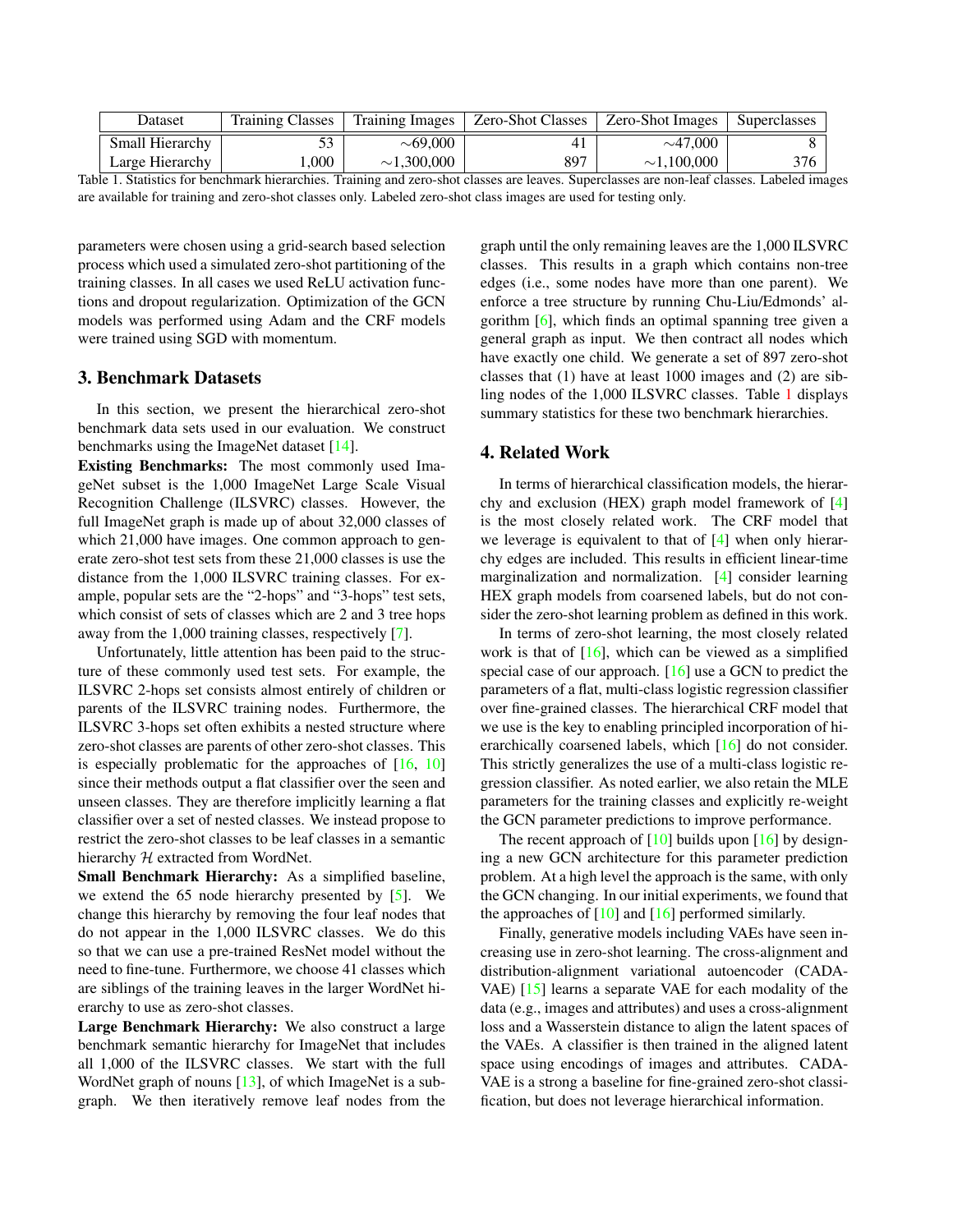| Dataset | Training Classes | Training Images | Zero-Shot Classes | Zero-Shot Images | Superclasses |
|---|---|---|---|---|---|
| Small Hierarchy | 53 | $\sim$69,000 | 41 | $\sim$47,000 | 8 |
| Large Hierarchy | 1,000 | $\sim$1,300,000 | 897 | $\sim$1,100,000 | 376 |

Table 1. Statistics for benchmark hierarchies. Training and zero-shot classes are leaves. Superclasses are non-leaf classes. Labeled images are available for training and zero-shot classes only. Labeled zero-shot class images are used for testing only.

parameters were chosen using a grid-search based selection process which used a simulated zero-shot partitioning of the training classes. In all cases we used ReLU activation functions and dropout regularization. Optimization of the GCN models was performed using Adam and the CRF models were trained using SGD with momentum.

## 3. Benchmark Datasets

In this section, we present the hierarchical zero-shot benchmark data sets used in our evaluation. We construct benchmarks using the ImageNet dataset [14].

**Existing Benchmarks:** The most commonly used ImageNet subset is the 1,000 ImageNet Large Scale Visual Recognition Challenge (ILSVRC) classes. However, the full ImageNet graph is made up of about 32,000 classes of which 21,000 have images. One common approach to generate zero-shot test sets from these 21,000 classes is use the distance from the 1,000 ILSVRC training classes. For example, popular sets are the "2-hops" and "3-hops" test sets, which consist of sets of classes which are 2 and 3 tree hops away from the 1,000 training classes, respectively [7].

Unfortunately, little attention has been paid to the structure of these commonly used test sets. For example, the ILSVRC 2-hops set consists almost entirely of children or parents of the ILSVRC training nodes. Furthermore, the ILSVRC 3-hops set often exhibits a nested structure where zero-shot classes are parents of other zero-shot classes. This is especially problematic for the approaches of [16, 10] since their methods output a flat classifier over the seen and unseen classes. They are therefore implicitly learning a flat classifier over a set of nested classes. We instead propose to restrict the zero-shot classes to be leaf classes in a semantic hierarchy $\mathcal{H}$ extracted from WordNet.

**Small Benchmark Hierarchy:** As a simplified baseline, we extend the 65 node hierarchy presented by [5]. We change this hierarchy by removing the four leaf nodes that do not appear in the 1,000 ILSVRC classes. We do this so that we can use a pre-trained ResNet model without the need to fine-tune. Furthermore, we choose 41 classes which are siblings of the training leaves in the larger WordNet hierarchy to use as zero-shot classes.

**Large Benchmark Hierarchy:** We also construct a large benchmark semantic hierarchy for ImageNet that includes all 1,000 of the ILSVRC classes. We start with the full WordNet graph of nouns [13], of which ImageNet is a subgraph. We then iteratively remove leaf nodes from the graph until the only remaining leaves are the 1,000 ILSVRC classes. This results in a graph which contains non-tree edges (i.e., some nodes have more than one parent). We enforce a tree structure by running Chu-Liu/Edmonds' algorithm [6], which finds an optimal spanning tree given a general graph as input. We then contract all nodes which have exactly one child. We generate a set of 897 zero-shot classes that (1) have at least 1000 images and (2) are sibling nodes of the 1,000 ILSVRC classes. Table 1 displays summary statistics for these two benchmark hierarchies.

## 4. Related Work

In terms of hierarchical classification models, the hierarchy and exclusion (HEX) graph model framework of [4] is the most closely related work. The CRF model that we leverage is equivalent to that of [4] when only hierarchy edges are included. This results in efficient linear-time marginalization and normalization. [4] consider learning HEX graph models from coarsened labels, but do not consider the zero-shot learning problem as defined in this work.

In terms of zero-shot learning, the most closely related work is that of [16], which can be viewed as a simplified special case of our approach. [16] use a GCN to predict the parameters of a flat, multi-class logistic regression classifier over fine-grained classes. The hierarchical CRF model that we use is the key to enabling principled incorporation of hierarchically coarsened labels, which [16] do not consider. This strictly generalizes the use of a multi-class logistic regression classifier. As noted earlier, we also retain the MLE parameters for the training classes and explicitly re-weight the GCN parameter predictions to improve performance.

The recent approach of [10] builds upon [16] by designing a new GCN architecture for this parameter prediction problem. At a high level the approach is the same, with only the GCN changing. In our initial experiments, we found that the approaches of [10] and [16] performed similarly.

Finally, generative models including VAEs have seen increasing use in zero-shot learning. The cross-alignment and distribution-alignment variational autoencoder (CADA-VAE) [15] learns a separate VAE for each modality of the data (e.g., images and attributes) and uses a cross-alignment loss and a Wasserstein distance to align the latent spaces of the VAEs. A classifier is then trained in the aligned latent space using encodings of images and attributes. CADA-VAE is a strong a baseline for fine-grained zero-shot classification, but does not leverage hierarchical information.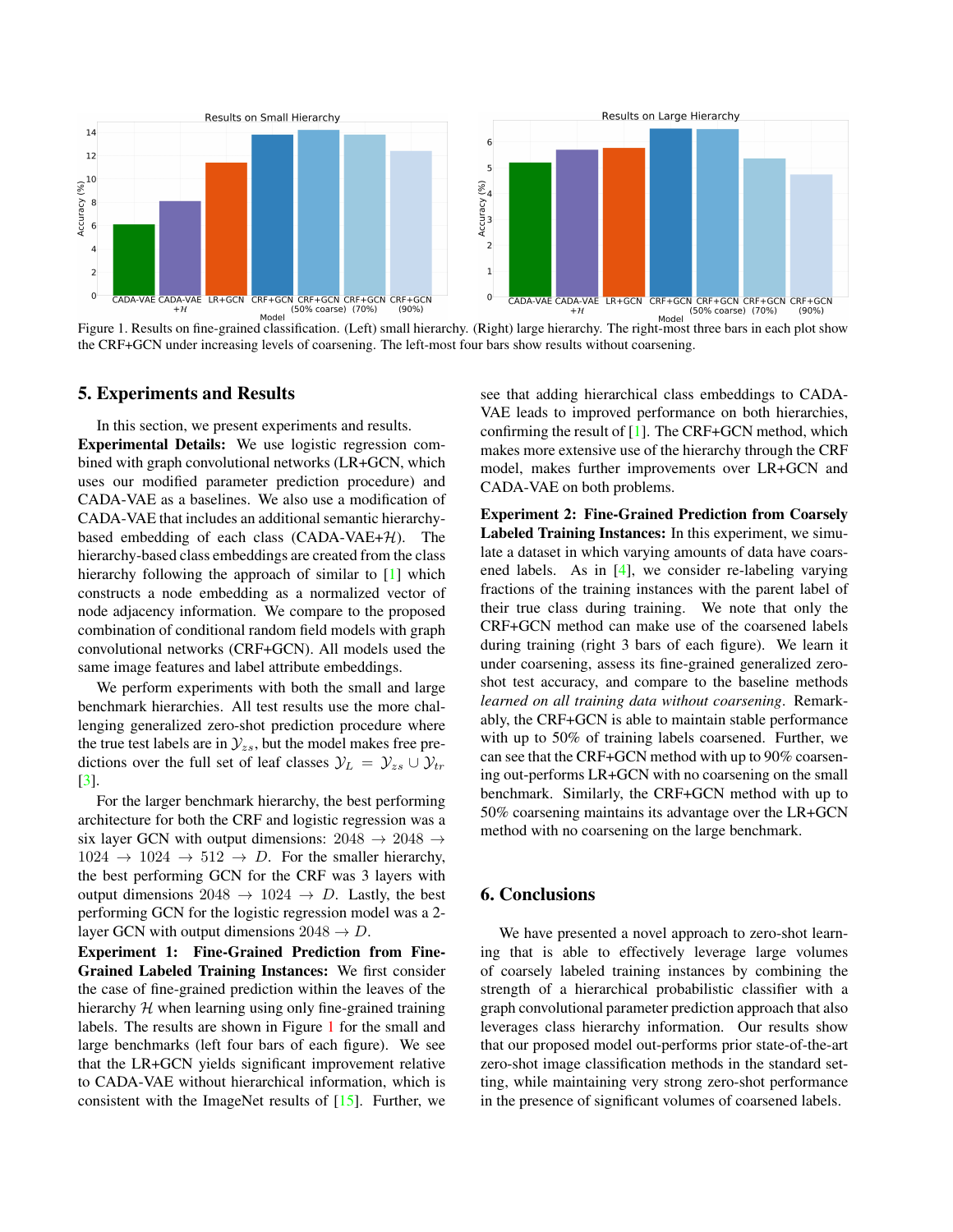Figure 1. Results on fine-grained classification. (Left) small hierarchy. (Right) large hierarchy. The right-most three bars in each plot show the CRF+GCN under increasing levels of coarsening. The left-most four bars show results without coarsening.

## 5. Experiments and Results

In this section, we present experiments and results.

**Experimental Details:** We use logistic regression combined with graph convolutional networks (LR+GCN, which uses our modified parameter prediction procedure) and CADA-VAE as a baselines. We also use a modification of CADA-VAE that includes an additional semantic hierarchy-based embedding of each class (CADA-VAE+$\mathcal{H}$). The hierarchy-based class embeddings are created from the class hierarchy following the approach of similar to [1] which constructs a node embedding as a normalized vector of node adjacency information. We compare to the proposed combination of conditional random field models with graph convolutional networks (CRF+GCN). All models used the same image features and label attribute embeddings.

We perform experiments with both the small and large benchmark hierarchies. All test results use the more challenging generalized zero-shot prediction procedure where the true test labels are in $\mathcal{Y}_{zs}$, but the model makes free predictions over the full set of leaf classes $\mathcal{Y}_L = \mathcal{Y}_{zs} \cup \mathcal{Y}_{tr}$ [3].

For the larger benchmark hierarchy, the best performing architecture for both the CRF and logistic regression was a six layer GCN with output dimensions: $2048 \rightarrow 2048 \rightarrow 1024 \rightarrow 1024 \rightarrow 512 \rightarrow D$. For the smaller hierarchy, the best performing GCN for the CRF was 3 layers with output dimensions $2048 \rightarrow 1024 \rightarrow D$. Lastly, the best performing GCN for the logistic regression model was a 2-layer GCN with output dimensions $2048 \rightarrow D$.

**Experiment 1: Fine-Grained Prediction from Fine-Grained Labeled Training Instances:** We first consider the case of fine-grained prediction within the leaves of the hierarchy $\mathcal{H}$ when learning using only fine-grained training labels. The results are shown in Figure 1 for the small and large benchmarks (left four bars of each figure). We see that the LR+GCN yields significant improvement relative to CADA-VAE without hierarchical information, which is consistent with the ImageNet results of [15]. Further, we see that adding hierarchical class embeddings to CADA-VAE leads to improved performance on both hierarchies, confirming the result of [1]. The CRF+GCN method, which makes more extensive use of the hierarchy through the CRF model, makes further improvements over LR+GCN and CADA-VAE on both problems.

**Experiment 2: Fine-Grained Prediction from Coarsely Labeled Training Instances:** In this experiment, we simulate a dataset in which varying amounts of data have coarsened labels. As in [4], we consider re-labeling varying fractions of the training instances with the parent label of their true class during training. We note that only the CRF+GCN method can make use of the coarsened labels during training (right 3 bars of each figure). We learn it under coarsening, assess its fine-grained generalized zero-shot test accuracy, and compare to the baseline methods *learned on all training data without coarsening*. Remarkably, the CRF+GCN is able to maintain stable performance with up to 50% of training labels coarsened. Further, we can see that the CRF+GCN method with up to 90% coarsening out-performs LR+GCN with no coarsening on the small benchmark. Similarly, the CRF+GCN method with up to 50% coarsening maintains its advantage over the LR+GCN method with no coarsening on the large benchmark.

## 6. Conclusions

We have presented a novel approach to zero-shot learning that is able to effectively leverage large volumes of coarsely labeled training instances by combining the strength of a hierarchical probabilistic classifier with a graph convolutional parameter prediction approach that also leverages class hierarchy information. Our results show that our proposed model out-performs prior state-of-the-art zero-shot image classification methods in the standard setting, while maintaining very strong zero-shot performance in the presence of significant volumes of coarsened labels.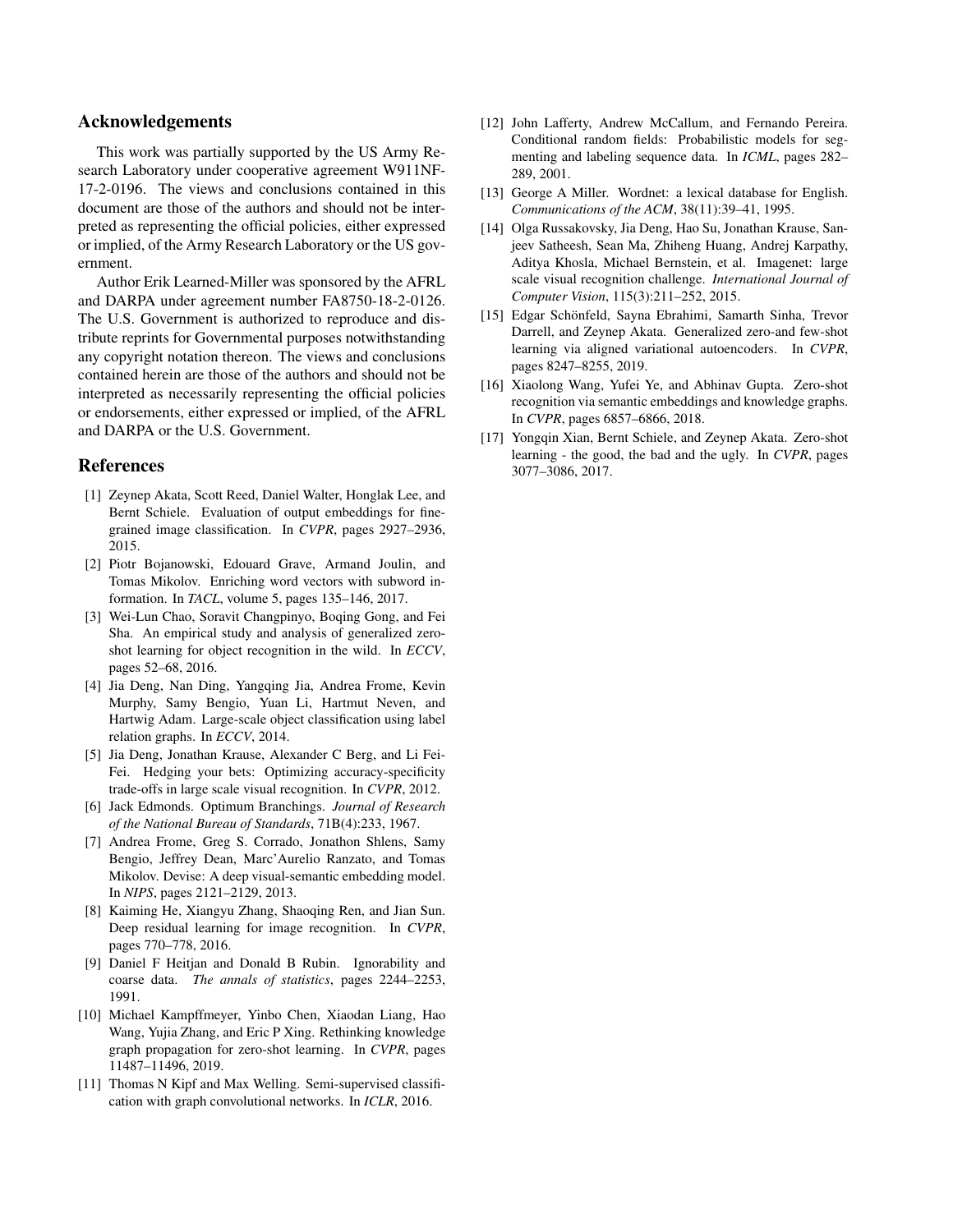## Acknowledgements

This work was partially supported by the US Army Research Laboratory under cooperative agreement W911NF-17-2-0196. The views and conclusions contained in this document are those of the authors and should not be interpreted as representing the official policies, either expressed or implied, of the Army Research Laboratory or the US government.

Author Erik Learned-Miller was sponsored by the AFRL and DARPA under agreement number FA8750-18-2-0126. The U.S. Government is authorized to reproduce and distribute reprints for Governmental purposes notwithstanding any copyright notation thereon. The views and conclusions contained herein are those of the authors and should not be interpreted as necessarily representing the official policies or endorsements, either expressed or implied, of the AFRL and DARPA or the U.S. Government.

## References

[1] Zeynep Akata, Scott Reed, Daniel Walter, Honglak Lee, and Bernt Schiele. Evaluation of output embeddings for fine-grained image classification. In *CVPR*, pages 2927–2936, 2015.

[2] Piotr Bojanowski, Edouard Grave, Armand Joulin, and Tomas Mikolov. Enriching word vectors with subword information. In *TACL*, volume 5, pages 135–146, 2017.

[3] Wei-Lun Chao, Soravit Changpinyo, Boqing Gong, and Fei Sha. An empirical study and analysis of generalized zero-shot learning for object recognition in the wild. In *ECCV*, pages 52–68, 2016.

[4] Jia Deng, Nan Ding, Yangqing Jia, Andrea Frome, Kevin Murphy, Samy Bengio, Yuan Li, Hartmut Neven, and Hartwig Adam. Large-scale object classification using label relation graphs. In *ECCV*, 2014.

[5] Jia Deng, Jonathan Krause, Alexander C Berg, and Li Fei-Fei. Hedging your bets: Optimizing accuracy-specificity trade-offs in large scale visual recognition. In *CVPR*, 2012.

[6] Jack Edmonds. Optimum Branchings. *Journal of Research of the National Bureau of Standards*, 71B(4):233, 1967.

[7] Andrea Frome, Greg S. Corrado, Jonathon Shlens, Samy Bengio, Jeffrey Dean, Marc'Aurelio Ranzato, and Tomas Mikolov. Devise: A deep visual-semantic embedding model. In *NIPS*, pages 2121–2129, 2013.

[8] Kaiming He, Xiangyu Zhang, Shaoqing Ren, and Jian Sun. Deep residual learning for image recognition. In *CVPR*, pages 770–778, 2016.

[9] Daniel F Heitjan and Donald B Rubin. Ignorability and coarse data. *The annals of statistics*, pages 2244–2253, 1991.

[10] Michael Kampffmeyer, Yinbo Chen, Xiaodan Liang, Hao Wang, Yujia Zhang, and Eric P Xing. Rethinking knowledge graph propagation for zero-shot learning. In *CVPR*, pages 11487–11496, 2019.

[11] Thomas N Kipf and Max Welling. Semi-supervised classification with graph convolutional networks. In *ICLR*, 2016.

[12] John Lafferty, Andrew McCallum, and Fernando Pereira. Conditional random fields: Probabilistic models for segmenting and labeling sequence data. In *ICML*, pages 282–289, 2001.

[13] George A Miller. Wordnet: a lexical database for English. *Communications of the ACM*, 38(11):39–41, 1995.

[14] Olga Russakovsky, Jia Deng, Hao Su, Jonathan Krause, Sanjeev Satheesh, Sean Ma, Zhiheng Huang, Andrej Karpathy, Aditya Khosla, Michael Bernstein, et al. Imagenet: large scale visual recognition challenge. *International Journal of Computer Vision*, 115(3):211–252, 2015.

[15] Edgar Schönfeld, Sayna Ebrahimi, Samarth Sinha, Trevor Darrell, and Zeynep Akata. Generalized zero-and few-shot learning via aligned variational autoencoders. In *CVPR*, pages 8247–8255, 2019.

[16] Xiaolong Wang, Yufei Ye, and Abhinav Gupta. Zero-shot recognition via semantic embeddings and knowledge graphs. In *CVPR*, pages 6857–6866, 2018.

[17] Yongqin Xian, Bernt Schiele, and Zeynep Akata. Zero-shot learning - the good, the bad and the ugly. In *CVPR*, pages 3077–3086, 2017.